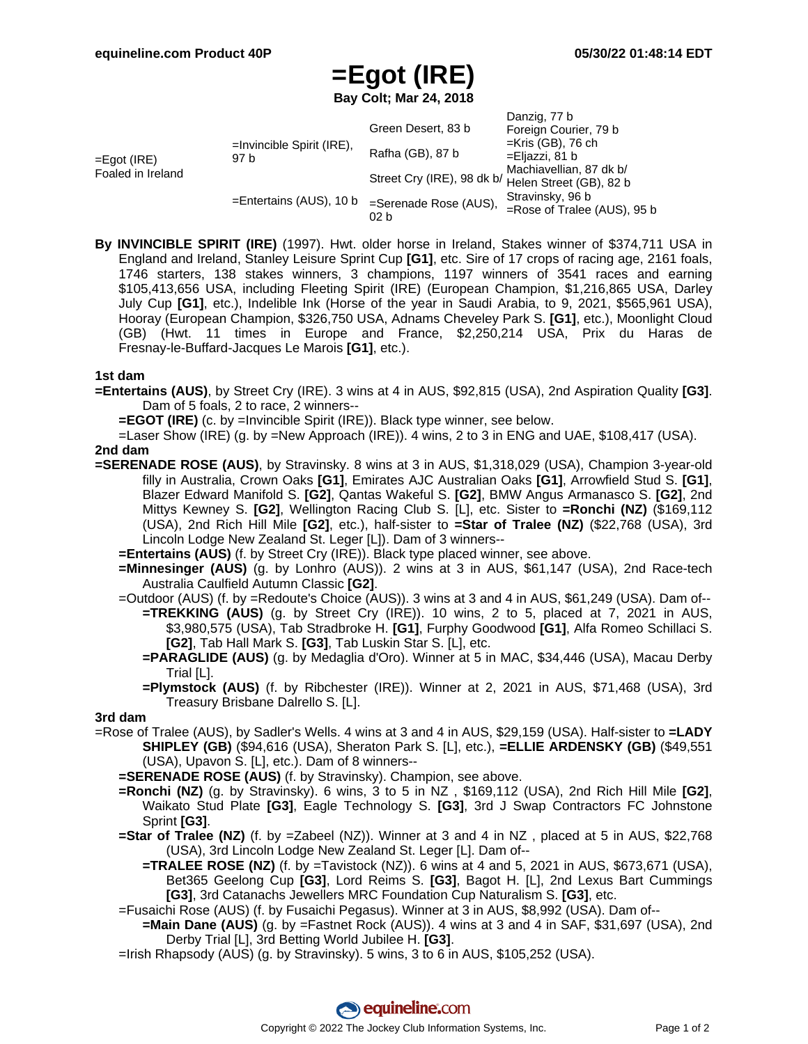# =Egot (IRE)

**Bay Colt; Mar 24, 2018**

| | | | |
|---|---|---|---|
| =Egot (IRE) Foaled in Ireland | =Invincible Spirit (IRE), 97 b | Green Desert, 83 b | Danzig, 77 b |
| | | | Foreign Courier, 79 b |
| | | Rafha (GB), 87 b | =Kris (GB), 76 ch |
| | | | =Eljazzi, 81 b |
| | =Entertains (AUS), 10 b | Street Cry (IRE), 98 dk b/ | Machiavellian, 87 dk b/ |
| | | | Helen Street (GB), 82 b |
| | | =Serenade Rose (AUS), 02 b | Stravinsky, 96 b |
| | | | =Rose of Tralee (AUS), 95 b |

**By INVINCIBLE SPIRIT (IRE)** (1997). Hwt. older horse in Ireland, Stakes winner of $374,711 USA in England and Ireland, Stanley Leisure Sprint Cup **[G1]**, etc. Sire of 17 crops of racing age, 2161 foals, 1746 starters, 138 stakes winners, 3 champions, 1197 winners of 3541 races and earning $105,413,656 USA, including Fleeting Spirit (IRE) (European Champion, $1,216,865 USA, Darley July Cup **[G1]**, etc.), Indelible Ink (Horse of the year in Saudi Arabia, to 9, 2021, $565,961 USA), Hooray (European Champion, $326,750 USA, Adnams Cheveley Park S. **[G1]**, etc.), Moonlight Cloud (GB) (Hwt. 11 times in Europe and France, $2,250,214 USA, Prix du Haras de Fresnay-le-Buffard-Jacques Le Marois **[G1]**, etc.).

### 1st dam

**=Entertains (AUS)**, by Street Cry (IRE). 3 wins at 4 in AUS, $92,815 (USA), 2nd Aspiration Quality **[G3]**. Dam of 5 foals, 2 to race, 2 winners--

- **=EGOT (IRE)** (c. by =Invincible Spirit (IRE)). Black type winner, see below.
- =Laser Show (IRE) (g. by =New Approach (IRE)). 4 wins, 2 to 3 in ENG and UAE, $108,417 (USA).

### 2nd dam

**=SERENADE ROSE (AUS)**, by Stravinsky. 8 wins at 3 in AUS, $1,318,029 (USA), Champion 3-year-old filly in Australia, Crown Oaks **[G1]**, Emirates AJC Australian Oaks **[G1]**, Arrowfield Stud S. **[G1]**, Blazer Edward Manifold S. **[G2]**, Qantas Wakeful S. **[G2]**, BMW Angus Armanasco S. **[G2]**, 2nd Mittys Kewney S. **[G2]**, Wellington Racing Club S. [L], etc. Sister to **=Ronchi (NZ)** ($169,112 (USA), 2nd Rich Hill Mile **[G2]**, etc.), half-sister to **=Star of Tralee (NZ)** ($22,768 (USA), 3rd Lincoln Lodge New Zealand St. Leger [L]). Dam of 3 winners--

- **=Entertains (AUS)** (f. by Street Cry (IRE)). Black type placed winner, see above.
- **=Minnesinger (AUS)** (g. by Lonhro (AUS)). 2 wins at 3 in AUS, $61,147 (USA), 2nd Race-tech Australia Caulfield Autumn Classic **[G2]**.
- =Outdoor (AUS) (f. by =Redoute's Choice (AUS)). 3 wins at 3 and 4 in AUS, $61,249 (USA). Dam of--
  - **=TREKKING (AUS)** (g. by Street Cry (IRE)). 10 wins, 2 to 5, placed at 7, 2021 in AUS, $3,980,575 (USA), Tab Stradbroke H. **[G1]**, Furphy Goodwood **[G1]**, Alfa Romeo Schillaci S. **[G2]**, Tab Hall Mark S. **[G3]**, Tab Luskin Star S. [L], etc.
  - **=PARAGLIDE (AUS)** (g. by Medaglia d'Oro). Winner at 5 in MAC, $34,446 (USA), Macau Derby Trial [L].
  - **=Plymstock (AUS)** (f. by Ribchester (IRE)). Winner at 2, 2021 in AUS, $71,468 (USA), 3rd Treasury Brisbane Dalrello S. [L].

### 3rd dam

=Rose of Tralee (AUS), by Sadler's Wells. 4 wins at 3 and 4 in AUS, $29,159 (USA). Half-sister to **=LADY SHIPLEY (GB)** ($94,616 (USA), Sheraton Park S. [L], etc.), **=ELLIE ARDENSKY (GB)** ($49,551 (USA), Upavon S. [L], etc.). Dam of 8 winners--

- **=SERENADE ROSE (AUS)** (f. by Stravinsky). Champion, see above.
- **=Ronchi (NZ)** (g. by Stravinsky). 6 wins, 3 to 5 in NZ , $169,112 (USA), 2nd Rich Hill Mile **[G2]**, Waikato Stud Plate **[G3]**, Eagle Technology S. **[G3]**, 3rd J Swap Contractors FC Johnstone Sprint **[G3]**.
- **=Star of Tralee (NZ)** (f. by =Zabeel (NZ)). Winner at 3 and 4 in NZ , placed at 5 in AUS, $22,768 (USA), 3rd Lincoln Lodge New Zealand St. Leger [L]. Dam of--
  - **=TRALEE ROSE (NZ)** (f. by =Tavistock (NZ)). 6 wins at 4 and 5, 2021 in AUS, $673,671 (USA), Bet365 Geelong Cup **[G3]**, Lord Reims S. **[G3]**, Bagot H. [L], 2nd Lexus Bart Cummings **[G3]**, 3rd Catanachs Jewellers MRC Foundation Cup Naturalism S. **[G3]**, etc.
- =Fusaichi Rose (AUS) (f. by Fusaichi Pegasus). Winner at 3 in AUS, $8,992 (USA). Dam of--
  - **=Main Dane (AUS)** (g. by =Fastnet Rock (AUS)). 4 wins at 3 and 4 in SAF, $31,697 (USA), 2nd Derby Trial [L], 3rd Betting World Jubilee H. **[G3]**.
- =Irish Rhapsody (AUS) (g. by Stravinsky). 5 wins, 3 to 6 in AUS, $105,252 (USA).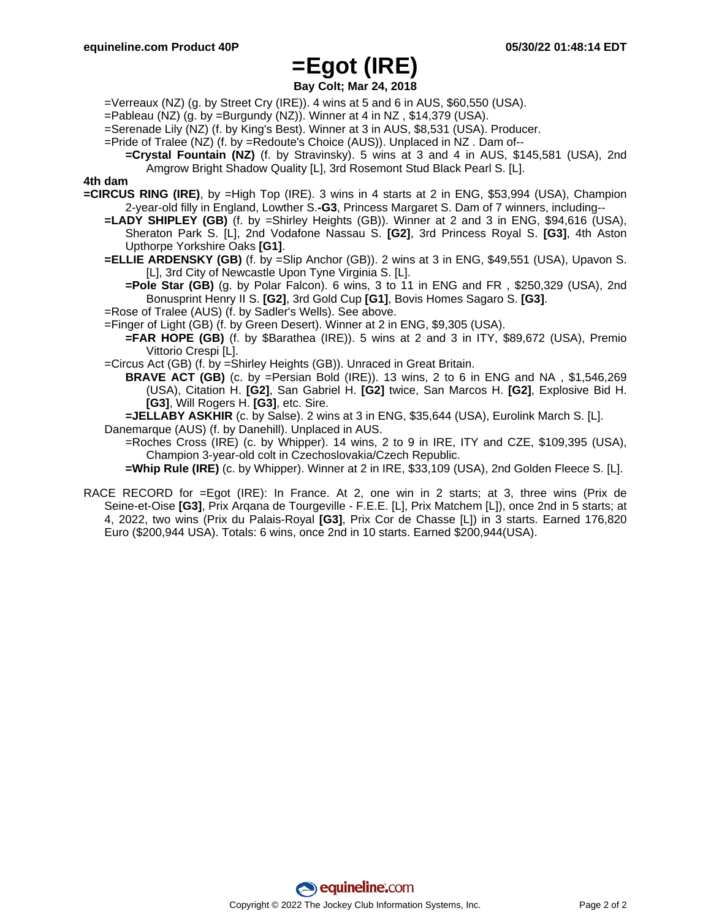# =Egot (IRE)

**Bay Colt; Mar 24, 2018**

=Verreaux (NZ) (g. by Street Cry (IRE)). 4 wins at 5 and 6 in AUS, $60,550 (USA).

=Pableau (NZ) (g. by =Burgundy (NZ)). Winner at 4 in NZ , $14,379 (USA).

=Serenade Lily (NZ) (f. by King's Best). Winner at 3 in AUS, $8,531 (USA). Producer.

=Pride of Tralee (NZ) (f. by =Redoute's Choice (AUS)). Unplaced in NZ . Dam of--

**=Crystal Fountain (NZ)** (f. by Stravinsky). 5 wins at 3 and 4 in AUS, $145,581 (USA), 2nd Amgrow Bright Shadow Quality [L], 3rd Rosemont Stud Black Pearl S. [L].

**4th dam**

**=CIRCUS RING (IRE)**, by =High Top (IRE). 3 wins in 4 starts at 2 in ENG, $53,994 (USA), Champion 2-year-old filly in England, Lowther S.**-G3**, Princess Margaret S. Dam of 7 winners, including--

**=LADY SHIPLEY (GB)** (f. by =Shirley Heights (GB)). Winner at 2 and 3 in ENG, $94,616 (USA), Sheraton Park S. [L], 2nd Vodafone Nassau S. **[G2]**, 3rd Princess Royal S. **[G3]**, 4th Aston Upthorpe Yorkshire Oaks **[G1]**.

**=ELLIE ARDENSKY (GB)** (f. by =Slip Anchor (GB)). 2 wins at 3 in ENG, $49,551 (USA), Upavon S. [L], 3rd City of Newcastle Upon Tyne Virginia S. [L].

**=Pole Star (GB)** (g. by Polar Falcon). 6 wins, 3 to 11 in ENG and FR , $250,329 (USA), 2nd Bonusprint Henry II S. **[G2]**, 3rd Gold Cup **[G1]**, Bovis Homes Sagaro S. **[G3]**.

=Rose of Tralee (AUS) (f. by Sadler's Wells). See above.

=Finger of Light (GB) (f. by Green Desert). Winner at 2 in ENG, $9,305 (USA).

**=FAR HOPE (GB)** (f. by $Barathea (IRE)). 5 wins at 2 and 3 in ITY, $89,672 (USA), Premio Vittorio Crespi [L].

=Circus Act (GB) (f. by =Shirley Heights (GB)). Unraced in Great Britain.

**BRAVE ACT (GB)** (c. by =Persian Bold (IRE)). 13 wins, 2 to 6 in ENG and NA , $1,546,269 (USA), Citation H. **[G2]**, San Gabriel H. **[G2]** twice, San Marcos H. **[G2]**, Explosive Bid H. **[G3]**, Will Rogers H. **[G3]**, etc. Sire.

**=JELLABY ASKHIR** (c. by Salse). 2 wins at 3 in ENG, $35,644 (USA), Eurolink March S. [L].

Danemarque (AUS) (f. by Danehill). Unplaced in AUS.

=Roches Cross (IRE) (c. by Whipper). 14 wins, 2 to 9 in IRE, ITY and CZE, $109,395 (USA), Champion 3-year-old colt in Czechoslovakia/Czech Republic.

**=Whip Rule (IRE)** (c. by Whipper). Winner at 2 in IRE, $33,109 (USA), 2nd Golden Fleece S. [L].

RACE RECORD for =Egot (IRE): In France. At 2, one win in 2 starts; at 3, three wins (Prix de Seine-et-Oise **[G3]**, Prix Arqana de Tourgeville - F.E.E. [L], Prix Matchem [L]), once 2nd in 5 starts; at 4, 2022, two wins (Prix du Palais-Royal **[G3]**, Prix Cor de Chasse [L]) in 3 starts. Earned 176,820 Euro ($200,944 USA). Totals: 6 wins, once 2nd in 10 starts. Earned $200,944(USA).